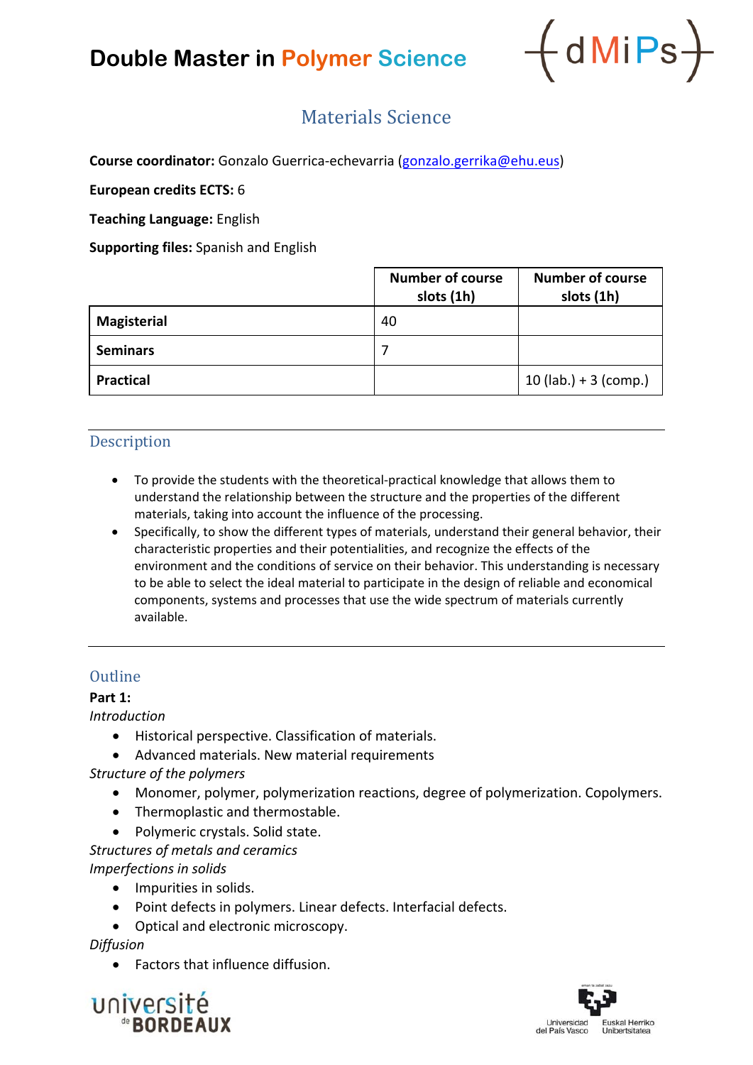# Double Master in Polymer Science

## Materials Science

**Course coordinator:** Gonzalo Guerrica-echevarria (gonzalo.gerrika@ehu.eus)

**European credits ECTS:** 6

**Teaching Language:** English

**Supporting files:** Spanish and English

| | Number of course slots (1h) | Number of course slots (1h) |
|---|---|---|
| **Magisterial** | 40 | |
| **Seminars** | 7 | |
| **Practical** | | 10 (lab.) + 3 (comp.) |

## Description

- To provide the students with the theoretical-practical knowledge that allows them to understand the relationship between the structure and the properties of the different materials, taking into account the influence of the processing.
- Specifically, to show the different types of materials, understand their general behavior, their characteristic properties and their potentialities, and recognize the effects of the environment and the conditions of service on their behavior. This understanding is necessary to be able to select the ideal material to participate in the design of reliable and economical components, systems and processes that use the wide spectrum of materials currently available.

## Outline

**Part 1:**

*Introduction*

- Historical perspective. Classification of materials.
- Advanced materials. New material requirements

*Structure of the polymers*

- Monomer, polymer, polymerization reactions, degree of polymerization. Copolymers.
- Thermoplastic and thermostable.
- Polymeric crystals. Solid state.

*Structures of metals and ceramics*

*Imperfections in solids*

- Impurities in solids.
- Point defects in polymers. Linear defects. Interfacial defects.
- Optical and electronic microscopy.

*Diffusion*

- Factors that influence diffusion.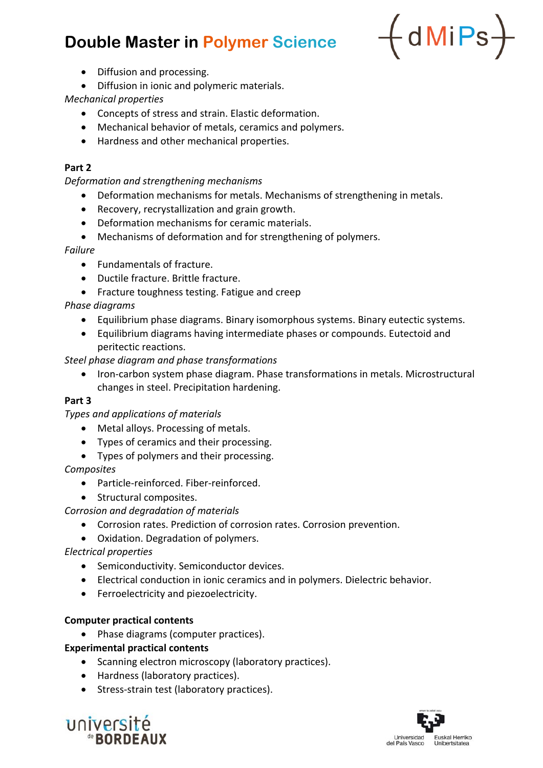- Diffusion and processing.
- Diffusion in ionic and polymeric materials.

*Mechanical properties*

- Concepts of stress and strain. Elastic deformation.
- Mechanical behavior of metals, ceramics and polymers.
- Hardness and other mechanical properties.

**Part 2**

*Deformation and strengthening mechanisms*

- Deformation mechanisms for metals. Mechanisms of strengthening in metals.
- Recovery, recrystallization and grain growth.
- Deformation mechanisms for ceramic materials.
- Mechanisms of deformation and for strengthening of polymers.

*Failure*

- Fundamentals of fracture.
- Ductile fracture. Brittle fracture.
- Fracture toughness testing. Fatigue and creep

*Phase diagrams*

- Equilibrium phase diagrams. Binary isomorphous systems. Binary eutectic systems.
- Equilibrium diagrams having intermediate phases or compounds. Eutectoid and peritectic reactions.

*Steel phase diagram and phase transformations*

- Iron-carbon system phase diagram. Phase transformations in metals. Microstructural changes in steel. Precipitation hardening.

**Part 3**

*Types and applications of materials*

- Metal alloys. Processing of metals.
- Types of ceramics and their processing.
- Types of polymers and their processing.

*Composites*

- Particle-reinforced. Fiber-reinforced.
- Structural composites.

*Corrosion and degradation of materials*

- Corrosion rates. Prediction of corrosion rates. Corrosion prevention.
- Oxidation. Degradation of polymers.

*Electrical properties*

- Semiconductivity. Semiconductor devices.
- Electrical conduction in ionic ceramics and in polymers. Dielectric behavior.
- Ferroelectricity and piezoelectricity.

**Computer practical contents**

- Phase diagrams (computer practices).

**Experimental practical contents**

- Scanning electron microscopy (laboratory practices).
- Hardness (laboratory practices).
- Stress-strain test (laboratory practices).